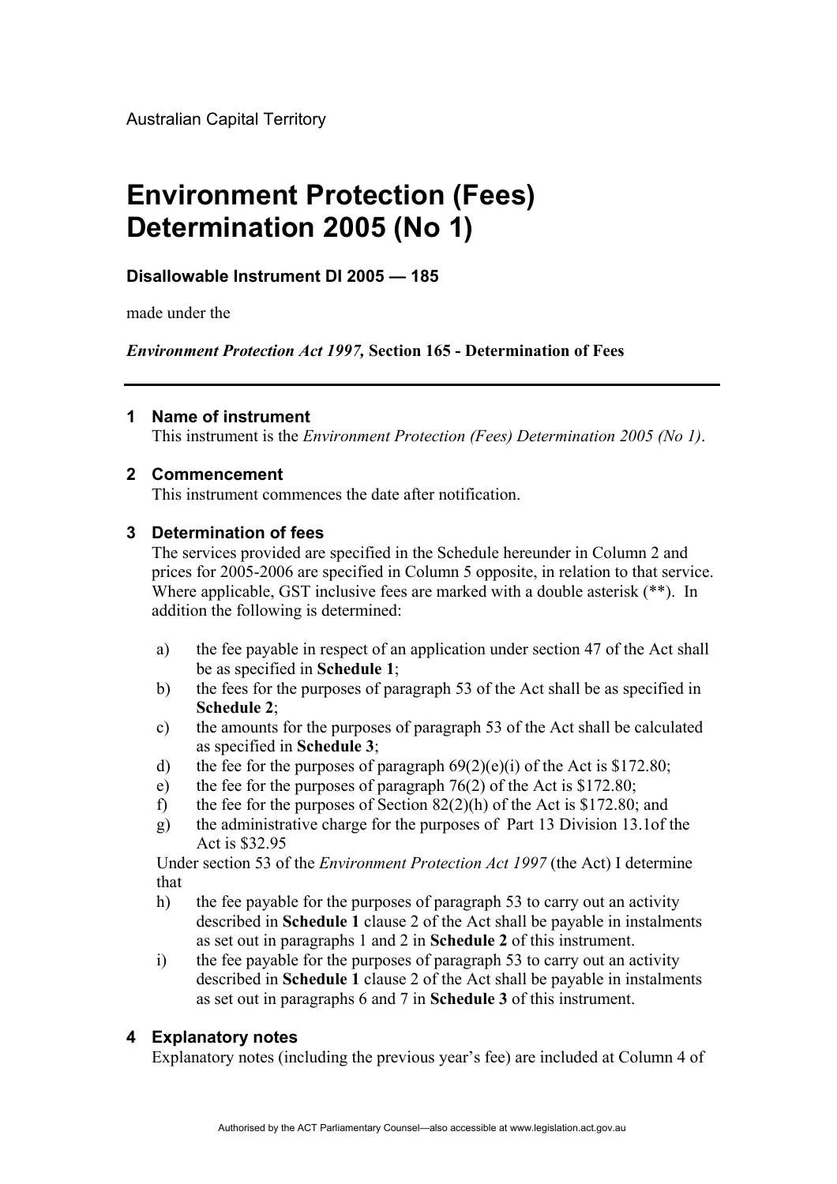Australian Capital Territory

# Environment Protection (Fees) Determination 2005 (No 1)

**Disallowable Instrument DI 2005 — 185**

made under the

***Environment Protection Act 1997,* Section 165 - Determination of Fees**

---

## 1 Name of instrument

This instrument is the *Environment Protection (Fees) Determination 2005 (No 1)*.

## 2 Commencement

This instrument commences the date after notification.

## 3 Determination of fees

The services provided are specified in the Schedule hereunder in Column 2 and prices for 2005-2006 are specified in Column 5 opposite, in relation to that service. Where applicable, GST inclusive fees are marked with a double asterisk (**). In addition the following is determined:

a) the fee payable in respect of an application under section 47 of the Act shall be as specified in **Schedule 1**;

b) the fees for the purposes of paragraph 53 of the Act shall be as specified in **Schedule 2**;

c) the amounts for the purposes of paragraph 53 of the Act shall be calculated as specified in **Schedule 3**;

d) the fee for the purposes of paragraph 69(2)(e)(i) of the Act is $172.80;

e) the fee for the purposes of paragraph 76(2) of the Act is $172.80;

f) the fee for the purposes of Section 82(2)(h) of the Act is $172.80; and

g) the administrative charge for the purposes of Part 13 Division 13.1of the Act is $32.95

Under section 53 of the *Environment Protection Act 1997* (the Act) I determine that

h) the fee payable for the purposes of paragraph 53 to carry out an activity described in **Schedule 1** clause 2 of the Act shall be payable in instalments as set out in paragraphs 1 and 2 in **Schedule 2** of this instrument.

i) the fee payable for the purposes of paragraph 53 to carry out an activity described in **Schedule 1** clause 2 of the Act shall be payable in instalments as set out in paragraphs 6 and 7 in **Schedule 3** of this instrument.

## 4 Explanatory notes

Explanatory notes (including the previous year's fee) are included at Column 4 of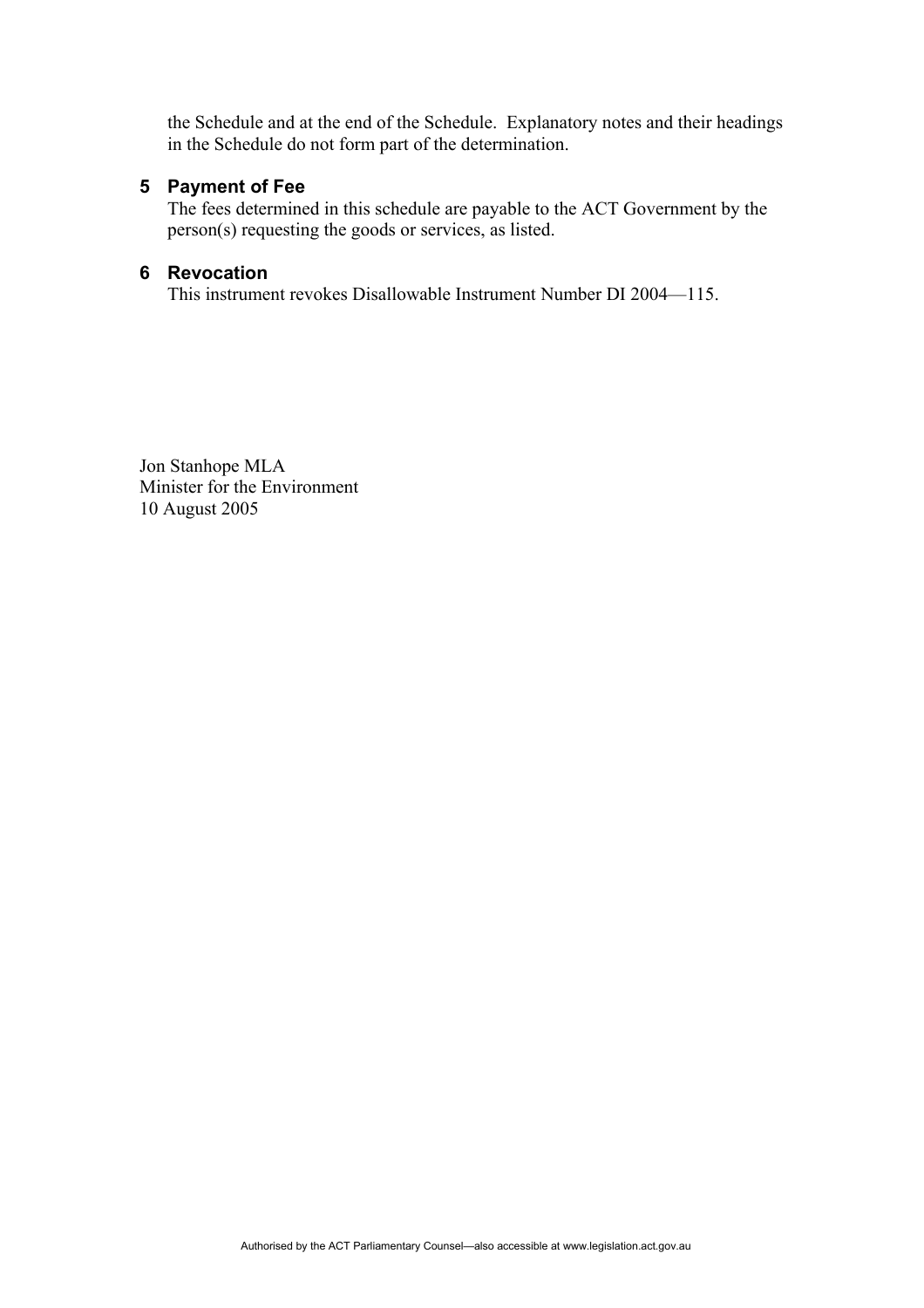the Schedule and at the end of the Schedule.  Explanatory notes and their headings in the Schedule do not form part of the determination.

## 5 Payment of Fee

The fees determined in this schedule are payable to the ACT Government by the person(s) requesting the goods or services, as listed.

## 6 Revocation

This instrument revokes Disallowable Instrument Number DI 2004—115.

Jon Stanhope MLA
Minister for the Environment
10 August 2005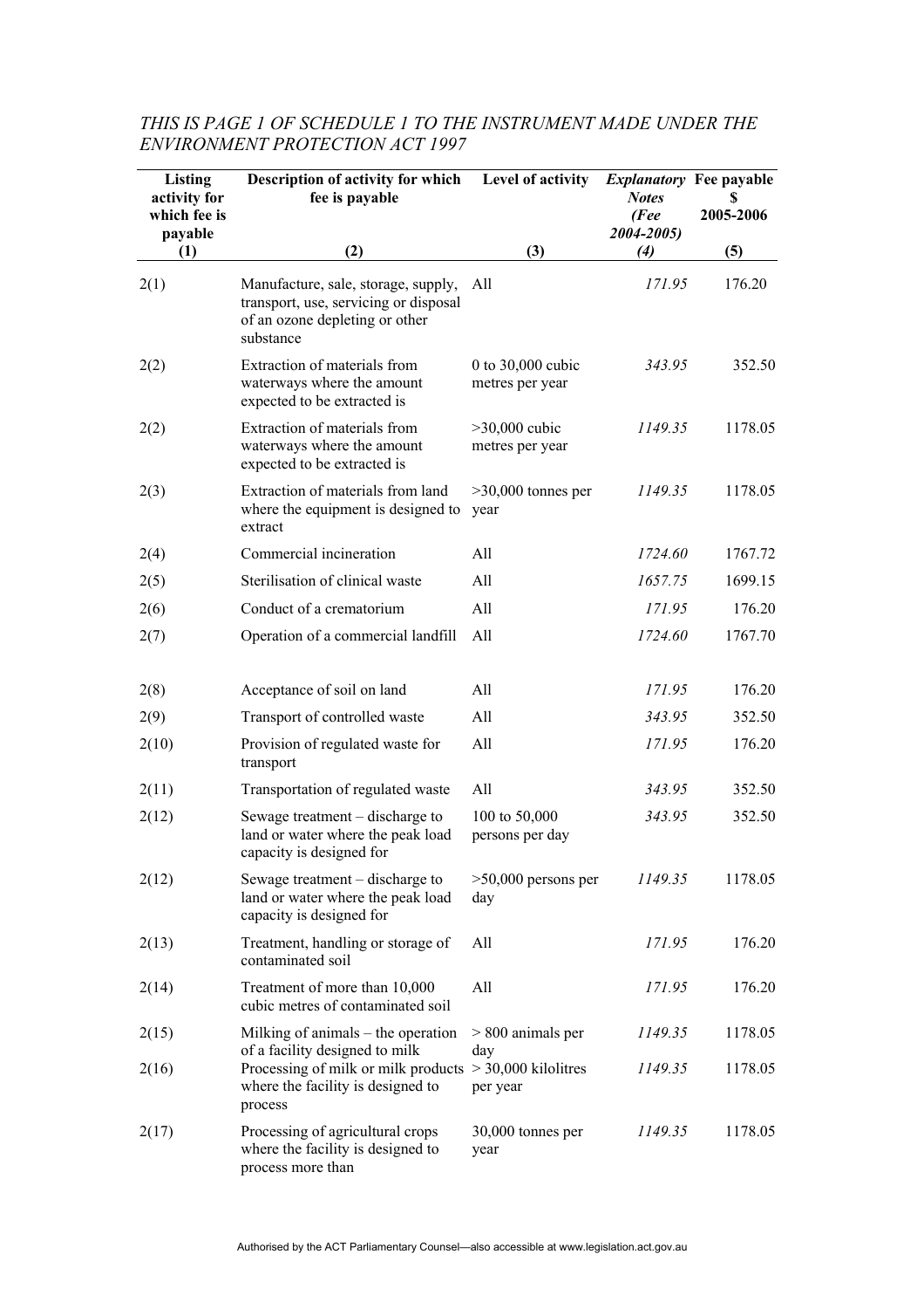*THIS IS PAGE 1 OF SCHEDULE 1 TO THE INSTRUMENT MADE UNDER THE ENVIRONMENT PROTECTION ACT 1997*

| Listing activity for which fee is payable (1) | Description of activity for which fee is payable (2) | Level of activity (3) | *Explanatory Notes (Fee 2004-2005) (4)* | Fee payable $ 2005-2006 (5) |
|---|---|---|---|---|
| 2(1) | Manufacture, sale, storage, supply, transport, use, servicing or disposal of an ozone depleting or other substance | All | *171.95* | 176.20 |
| 2(2) | Extraction of materials from waterways where the amount expected to be extracted is | 0 to 30,000 cubic metres per year | *343.95* | 352.50 |
| 2(2) | Extraction of materials from waterways where the amount expected to be extracted is | >30,000 cubic metres per year | *1149.35* | 1178.05 |
| 2(3) | Extraction of materials from land where the equipment is designed to extract | >30,000 tonnes per year | *1149.35* | 1178.05 |
| 2(4) | Commercial incineration | All | *1724.60* | 1767.72 |
| 2(5) | Sterilisation of clinical waste | All | *1657.75* | 1699.15 |
| 2(6) | Conduct of a crematorium | All | *171.95* | 176.20 |
| 2(7) | Operation of a commercial landfill | All | *1724.60* | 1767.70 |
| 2(8) | Acceptance of soil on land | All | *171.95* | 176.20 |
| 2(9) | Transport of controlled waste | All | *343.95* | 352.50 |
| 2(10) | Provision of regulated waste for transport | All | *171.95* | 176.20 |
| 2(11) | Transportation of regulated waste | All | *343.95* | 352.50 |
| 2(12) | Sewage treatment – discharge to land or water where the peak load capacity is designed for | 100 to 50,000 persons per day | *343.95* | 352.50 |
| 2(12) | Sewage treatment – discharge to land or water where the peak load capacity is designed for | >50,000 persons per day | *1149.35* | 1178.05 |
| 2(13) | Treatment, handling or storage of contaminated soil | All | *171.95* | 176.20 |
| 2(14) | Treatment of more than 10,000 cubic metres of contaminated soil | All | *171.95* | 176.20 |
| 2(15) | Milking of animals – the operation of a facility designed to milk | > 800 animals per day | *1149.35* | 1178.05 |
| 2(16) | Processing of milk or milk products where the facility is designed to process | > 30,000 kilolitres per year | *1149.35* | 1178.05 |
| 2(17) | Processing of agricultural crops where the facility is designed to process more than | 30,000 tonnes per year | *1149.35* | 1178.05 |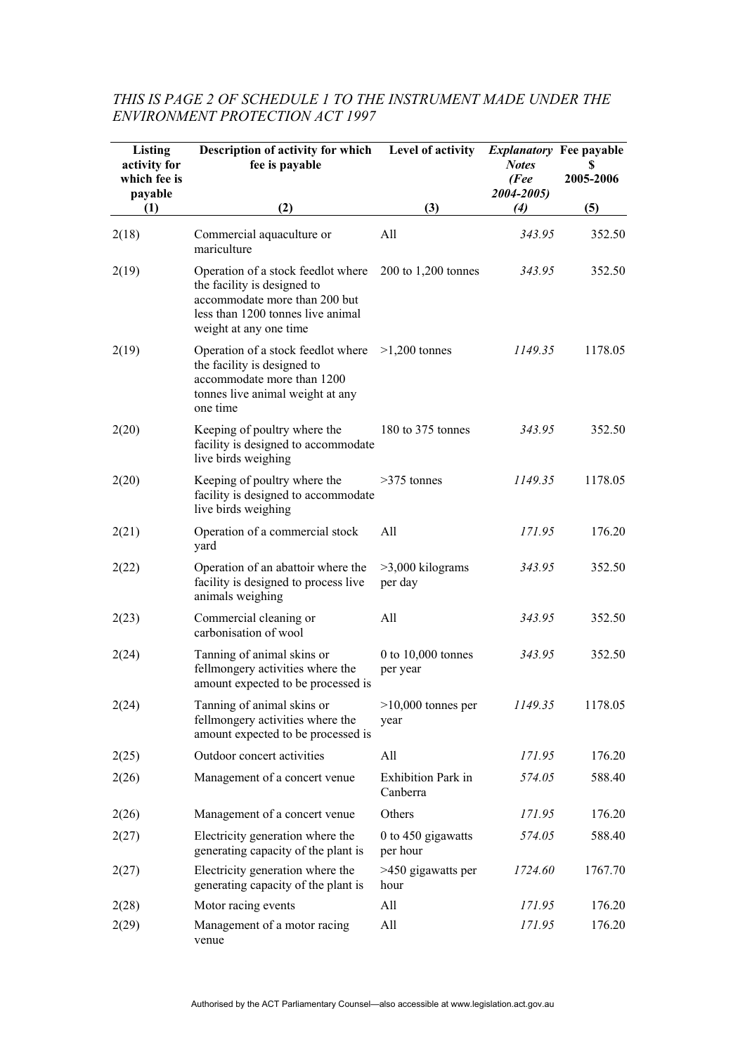*THIS IS PAGE 2 OF SCHEDULE 1 TO THE INSTRUMENT MADE UNDER THE ENVIRONMENT PROTECTION ACT 1997*

| Listing activity for which fee is payable | Description of activity for which fee is payable | Level of activity | *Explanatory Notes (Fee 2004-2005)* | Fee payable $ 2005-2006 |
|---|---|---|---|---|
| (1) | (2) | (3) | *(4)* | (5) |
| 2(18) | Commercial aquaculture or mariculture | All | *343.95* | 352.50 |
| 2(19) | Operation of a stock feedlot where the facility is designed to accommodate more than 200 but less than 1200 tonnes live animal weight at any one time | 200 to 1,200 tonnes | *343.95* | 352.50 |
| 2(19) | Operation of a stock feedlot where the facility is designed to accommodate more than 1200 tonnes live animal weight at any one time | >1,200 tonnes | *1149.35* | 1178.05 |
| 2(20) | Keeping of poultry where the facility is designed to accommodate live birds weighing | 180 to 375 tonnes | *343.95* | 352.50 |
| 2(20) | Keeping of poultry where the facility is designed to accommodate live birds weighing | >375 tonnes | *1149.35* | 1178.05 |
| 2(21) | Operation of a commercial stock yard | All | *171.95* | 176.20 |
| 2(22) | Operation of an abattoir where the facility is designed to process live animals weighing | >3,000 kilograms per day | *343.95* | 352.50 |
| 2(23) | Commercial cleaning or carbonisation of wool | All | *343.95* | 352.50 |
| 2(24) | Tanning of animal skins or fellmongery activities where the amount expected to be processed is | 0 to 10,000 tonnes per year | *343.95* | 352.50 |
| 2(24) | Tanning of animal skins or fellmongery activities where the amount expected to be processed is | >10,000 tonnes per year | *1149.35* | 1178.05 |
| 2(25) | Outdoor concert activities | All | *171.95* | 176.20 |
| 2(26) | Management of a concert venue | Exhibition Park in Canberra | *574.05* | 588.40 |
| 2(26) | Management of a concert venue | Others | *171.95* | 176.20 |
| 2(27) | Electricity generation where the generating capacity of the plant is | 0 to 450 gigawatts per hour | *574.05* | 588.40 |
| 2(27) | Electricity generation where the generating capacity of the plant is | >450 gigawatts per hour | *1724.60* | 1767.70 |
| 2(28) | Motor racing events | All | *171.95* | 176.20 |
| 2(29) | Management of a motor racing venue | All | *171.95* | 176.20 |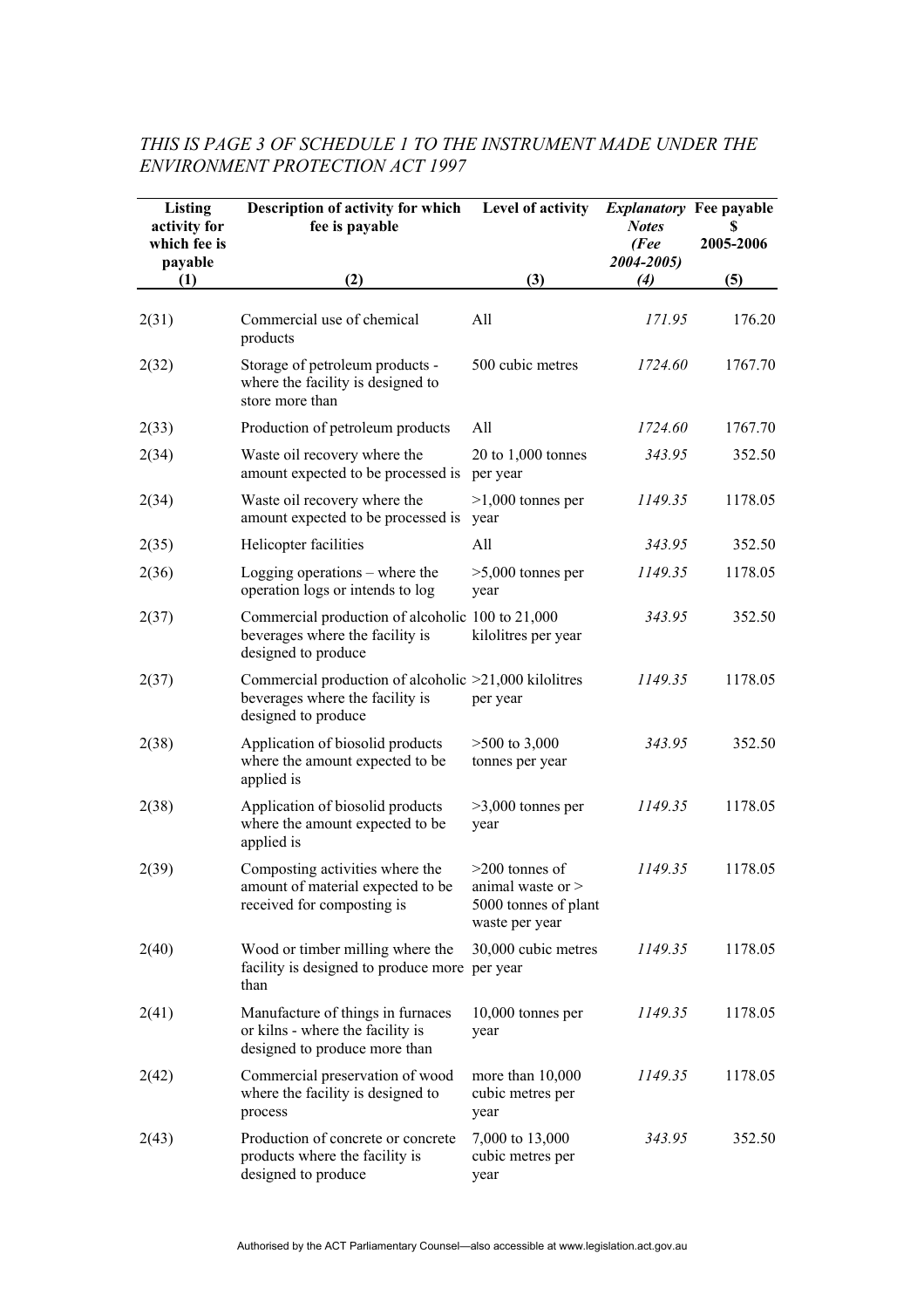*THIS IS PAGE 3 OF SCHEDULE 1 TO THE INSTRUMENT MADE UNDER THE ENVIRONMENT PROTECTION ACT 1997*

| Listing activity for which fee is payable (1) | Description of activity for which fee is payable (2) | Level of activity (3) | *Explanatory Notes (Fee 2004-2005) (4)* | Fee payable $ 2005-2006 (5) |
|---|---|---|---|---|
| 2(31) | Commercial use of chemical products | All | *171.95* | 176.20 |
| 2(32) | Storage of petroleum products - where the facility is designed to store more than | 500 cubic metres | *1724.60* | 1767.70 |
| 2(33) | Production of petroleum products | All | *1724.60* | 1767.70 |
| 2(34) | Waste oil recovery where the amount expected to be processed is | 20 to 1,000 tonnes per year | *343.95* | 352.50 |
| 2(34) | Waste oil recovery where the amount expected to be processed is | >1,000 tonnes per year | *1149.35* | 1178.05 |
| 2(35) | Helicopter facilities | All | *343.95* | 352.50 |
| 2(36) | Logging operations – where the operation logs or intends to log | >5,000 tonnes per year | *1149.35* | 1178.05 |
| 2(37) | Commercial production of alcoholic beverages where the facility is designed to produce | 100 to 21,000 kilolitres per year | *343.95* | 352.50 |
| 2(37) | Commercial production of alcoholic beverages where the facility is designed to produce | >21,000 kilolitres per year | *1149.35* | 1178.05 |
| 2(38) | Application of biosolid products where the amount expected to be applied is | >500 to 3,000 tonnes per year | *343.95* | 352.50 |
| 2(38) | Application of biosolid products where the amount expected to be applied is | >3,000 tonnes per year | *1149.35* | 1178.05 |
| 2(39) | Composting activities where the amount of material expected to be received for composting is | >200 tonnes of animal waste or > 5000 tonnes of plant waste per year | *1149.35* | 1178.05 |
| 2(40) | Wood or timber milling where the facility is designed to produce more than | 30,000 cubic metres per year | *1149.35* | 1178.05 |
| 2(41) | Manufacture of things in furnaces or kilns - where the facility is designed to produce more than | 10,000 tonnes per year | *1149.35* | 1178.05 |
| 2(42) | Commercial preservation of wood where the facility is designed to process | more than 10,000 cubic metres per year | *1149.35* | 1178.05 |
| 2(43) | Production of concrete or concrete products where the facility is designed to produce | 7,000 to 13,000 cubic metres per year | *343.95* | 352.50 |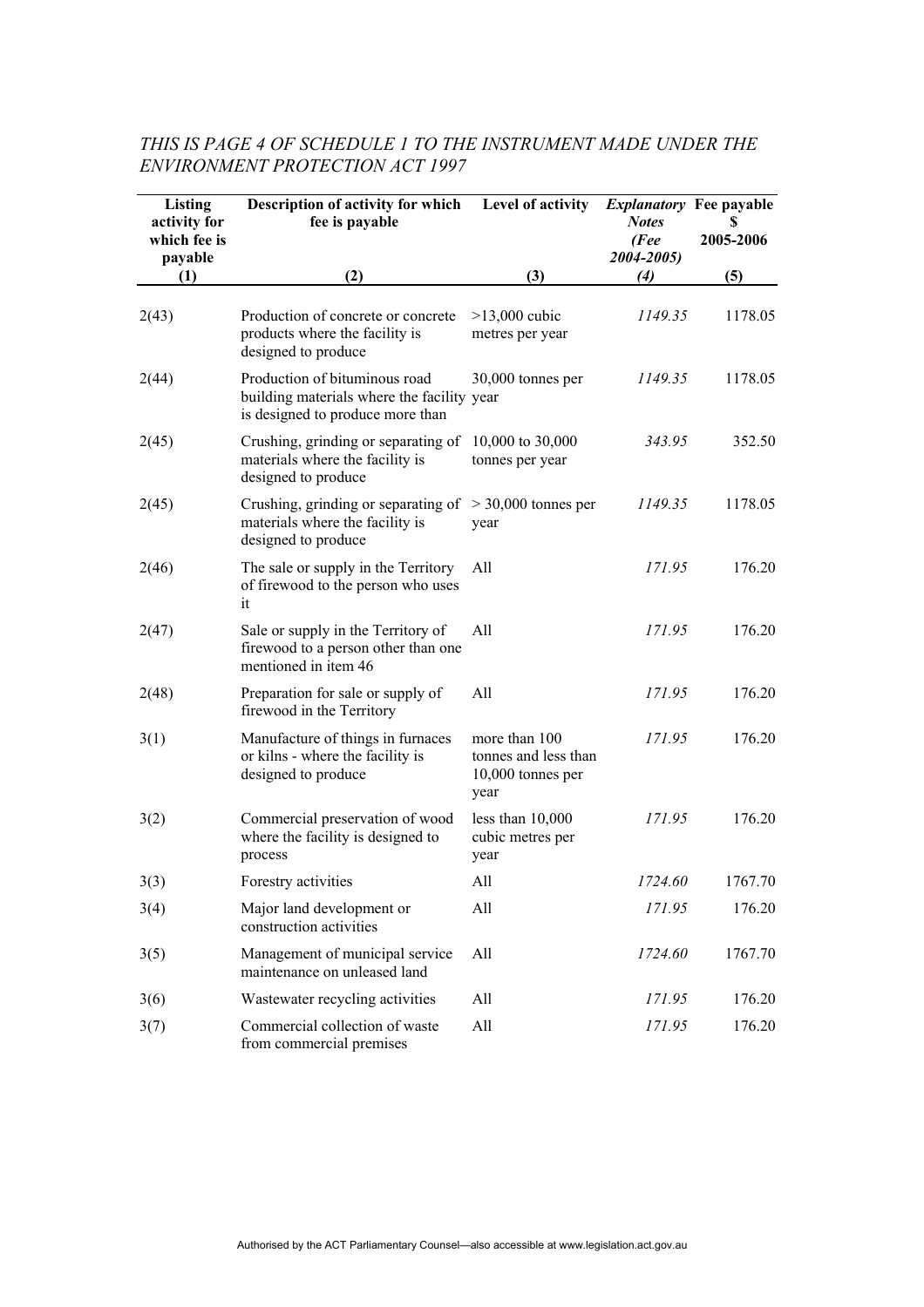*THIS IS PAGE 4 OF SCHEDULE 1 TO THE INSTRUMENT MADE UNDER THE ENVIRONMENT PROTECTION ACT 1997*

| Listing activity for which fee is payable (1) | Description of activity for which fee is payable (2) | Level of activity (3) | *Explanatory Notes (Fee 2004-2005) (4)* | Fee payable $ 2005-2006 (5) |
|---|---|---|---|---|
| 2(43) | Production of concrete or concrete products where the facility is designed to produce | >13,000 cubic metres per year | *1149.35* | 1178.05 |
| 2(44) | Production of bituminous road building materials where the facility is designed to produce more than | 30,000 tonnes per year | *1149.35* | 1178.05 |
| 2(45) | Crushing, grinding or separating of materials where the facility is designed to produce | 10,000 to 30,000 tonnes per year | *343.95* | 352.50 |
| 2(45) | Crushing, grinding or separating of materials where the facility is designed to produce | > 30,000 tonnes per year | *1149.35* | 1178.05 |
| 2(46) | The sale or supply in the Territory of firewood to the person who uses it | All | *171.95* | 176.20 |
| 2(47) | Sale or supply in the Territory of firewood to a person other than one mentioned in item 46 | All | *171.95* | 176.20 |
| 2(48) | Preparation for sale or supply of firewood in the Territory | All | *171.95* | 176.20 |
| 3(1) | Manufacture of things in furnaces or kilns - where the facility is designed to produce | more than 100 tonnes and less than 10,000 tonnes per year | *171.95* | 176.20 |
| 3(2) | Commercial preservation of wood where the facility is designed to process | less than 10,000 cubic metres per year | *171.95* | 176.20 |
| 3(3) | Forestry activities | All | *1724.60* | 1767.70 |
| 3(4) | Major land development or construction activities | All | *171.95* | 176.20 |
| 3(5) | Management of municipal service maintenance on unleased land | All | *1724.60* | 1767.70 |
| 3(6) | Wastewater recycling activities | All | *171.95* | 176.20 |
| 3(7) | Commercial collection of waste from commercial premises | All | *171.95* | 176.20 |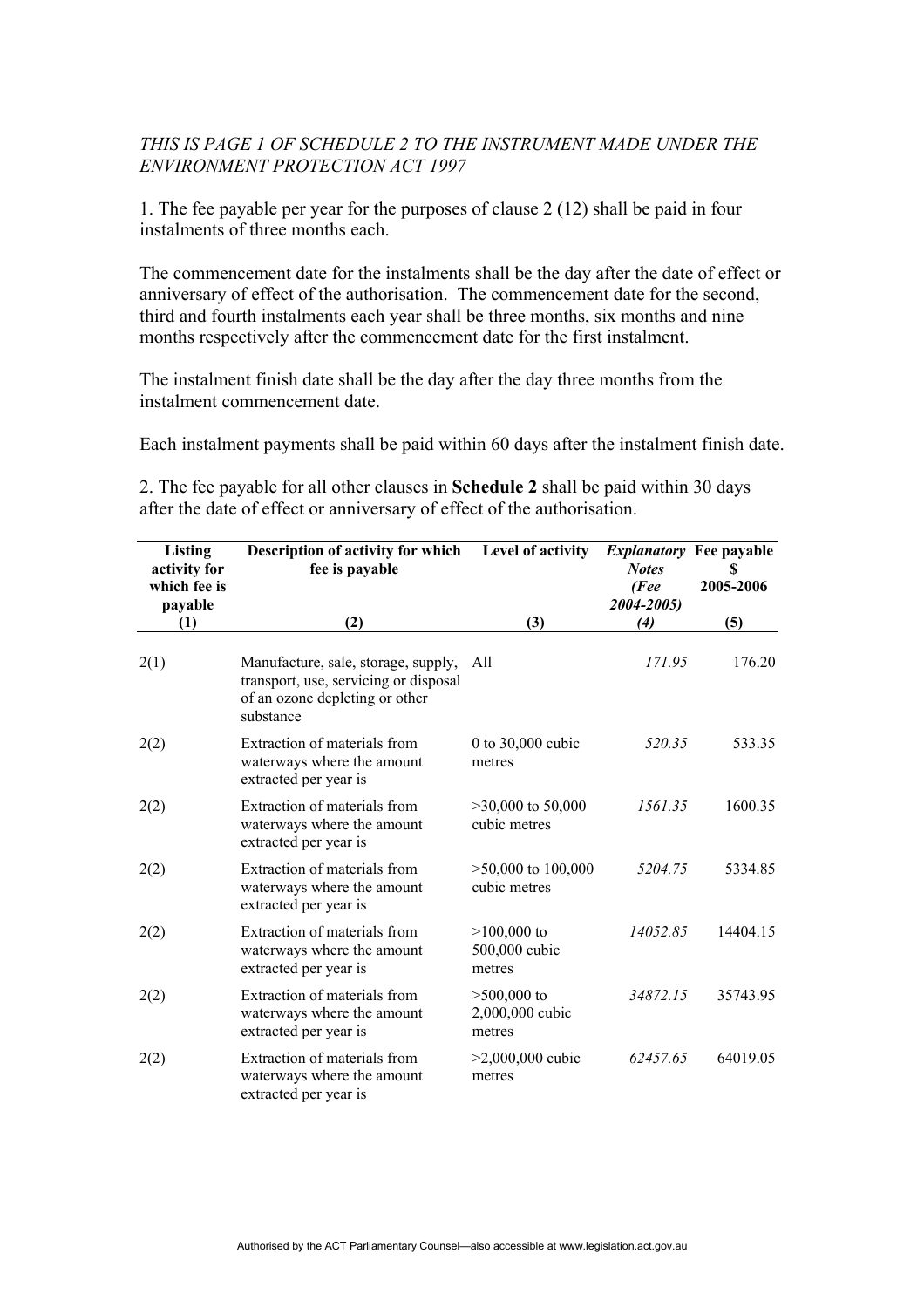*THIS IS PAGE 1 OF SCHEDULE 2 TO THE INSTRUMENT MADE UNDER THE ENVIRONMENT PROTECTION ACT 1997*

1. The fee payable per year for the purposes of clause 2 (12) shall be paid in four instalments of three months each.

The commencement date for the instalments shall be the day after the date of effect or anniversary of effect of the authorisation. The commencement date for the second, third and fourth instalments each year shall be three months, six months and nine months respectively after the commencement date for the first instalment.

The instalment finish date shall be the day after the day three months from the instalment commencement date.

Each instalment payments shall be paid within 60 days after the instalment finish date.

2. The fee payable for all other clauses in **Schedule 2** shall be paid within 30 days after the date of effect or anniversary of effect of the authorisation.

| **Listing activity for which fee is payable** | **Description of activity for which fee is payable** | **Level of activity** | ***Explanatory Notes (Fee 2004-2005)*** | **Fee payable $ 2005-2006** |
|---|---|---|---|---|
| **(1)** | **(2)** | **(3)** | ***(4)*** | **(5)** |
| 2(1) | Manufacture, sale, storage, supply, transport, use, servicing or disposal of an ozone depleting or other substance | All | *171.95* | 176.20 |
| 2(2) | Extraction of materials from waterways where the amount extracted per year is | 0 to 30,000 cubic metres | *520.35* | 533.35 |
| 2(2) | Extraction of materials from waterways where the amount extracted per year is | >30,000 to 50,000 cubic metres | *1561.35* | 1600.35 |
| 2(2) | Extraction of materials from waterways where the amount extracted per year is | >50,000 to 100,000 cubic metres | *5204.75* | 5334.85 |
| 2(2) | Extraction of materials from waterways where the amount extracted per year is | >100,000 to 500,000 cubic metres | *14052.85* | 14404.15 |
| 2(2) | Extraction of materials from waterways where the amount extracted per year is | >500,000 to 2,000,000 cubic metres | *34872.15* | 35743.95 |
| 2(2) | Extraction of materials from waterways where the amount extracted per year is | >2,000,000 cubic metres | *62457.65* | 64019.05 |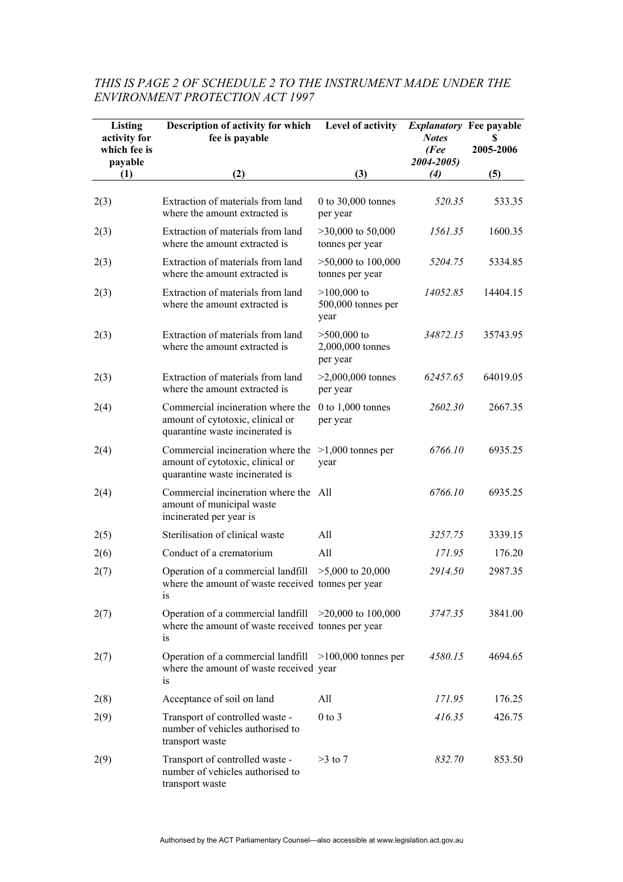*THIS IS PAGE 2 OF SCHEDULE 2 TO THE INSTRUMENT MADE UNDER THE ENVIRONMENT PROTECTION ACT 1997*

| Listing activity for which fee is payable (1) | Description of activity for which fee is payable (2) | Level of activity (3) | *Explanatory Notes (Fee 2004-2005)* *(4)* | Fee payable $ 2005-2006 (5) |
|---|---|---|---|---|
| 2(3) | Extraction of materials from land where the amount extracted is | 0 to 30,000 tonnes per year | *520.35* | 533.35 |
| 2(3) | Extraction of materials from land where the amount extracted is | >30,000 to 50,000 tonnes per year | *1561.35* | 1600.35 |
| 2(3) | Extraction of materials from land where the amount extracted is | >50,000 to 100,000 tonnes per year | *5204.75* | 5334.85 |
| 2(3) | Extraction of materials from land where the amount extracted is | >100,000 to 500,000 tonnes per year | *14052.85* | 14404.15 |
| 2(3) | Extraction of materials from land where the amount extracted is | >500,000 to 2,000,000 tonnes per year | *34872.15* | 35743.95 |
| 2(3) | Extraction of materials from land where the amount extracted is | >2,000,000 tonnes per year | *62457.65* | 64019.05 |
| 2(4) | Commercial incineration where the amount of cytotoxic, clinical or quarantine waste incinerated is | 0 to 1,000 tonnes per year | *2602.30* | 2667.35 |
| 2(4) | Commercial incineration where the amount of cytotoxic, clinical or quarantine waste incinerated is | >1,000 tonnes per year | *6766.10* | 6935.25 |
| 2(4) | Commercial incineration where the amount of municipal waste incinerated per year is | All | *6766.10* | 6935.25 |
| 2(5) | Sterilisation of clinical waste | All | *3257.75* | 3339.15 |
| 2(6) | Conduct of a crematorium | All | *171.95* | 176.20 |
| 2(7) | Operation of a commercial landfill where the amount of waste received is | >5,000 to 20,000 tonnes per year | *2914.50* | 2987.35 |
| 2(7) | Operation of a commercial landfill where the amount of waste received is | >20,000 to 100,000 tonnes per year | *3747.35* | 3841.00 |
| 2(7) | Operation of a commercial landfill where the amount of waste received is | >100,000 tonnes per year | *4580.15* | 4694.65 |
| 2(8) | Acceptance of soil on land | All | *171.95* | 176.25 |
| 2(9) | Transport of controlled waste - number of vehicles authorised to transport waste | 0 to 3 | *416.35* | 426.75 |
| 2(9) | Transport of controlled waste - number of vehicles authorised to transport waste | >3 to 7 | *832.70* | 853.50 |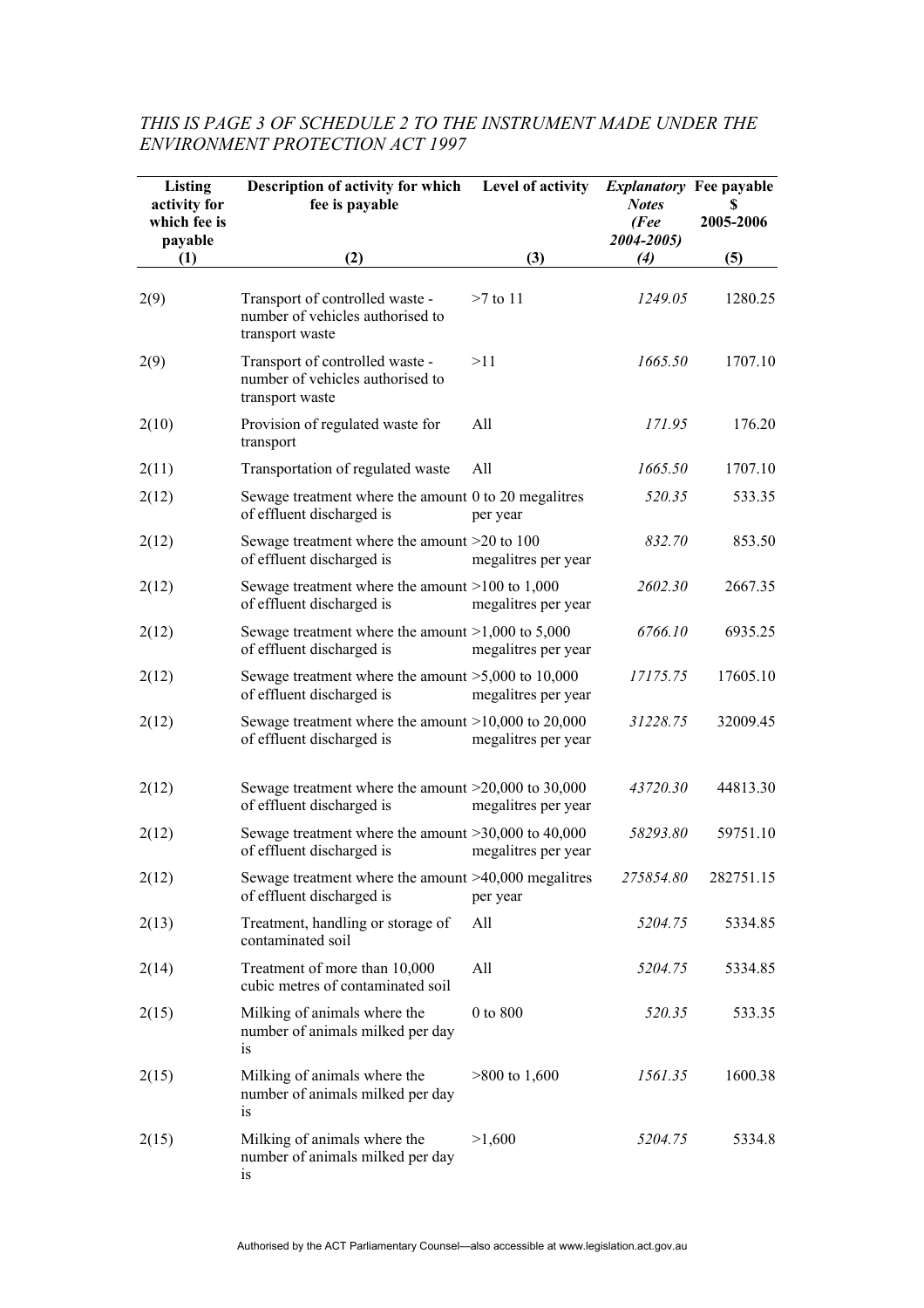*THIS IS PAGE 3 OF SCHEDULE 2 TO THE INSTRUMENT MADE UNDER THE ENVIRONMENT PROTECTION ACT 1997*

| Listing activity for which fee is payable | Description of activity for which fee is payable | Level of activity | ***Explanatory Notes** (Fee 2004-2005)* | **Fee payable $ 2005-2006** |
|---|---|---|---|---|
| (1) | (2) | (3) | *(4)* | (5) |
| 2(9) | Transport of controlled waste - number of vehicles authorised to transport waste | >7 to 11 | *1249.05* | 1280.25 |
| 2(9) | Transport of controlled waste - number of vehicles authorised to transport waste | >11 | *1665.50* | 1707.10 |
| 2(10) | Provision of regulated waste for transport | All | *171.95* | 176.20 |
| 2(11) | Transportation of regulated waste | All | *1665.50* | 1707.10 |
| 2(12) | Sewage treatment where the amount of effluent discharged is | 0 to 20 megalitres per year | *520.35* | 533.35 |
| 2(12) | Sewage treatment where the amount of effluent discharged is | >20 to 100 megalitres per year | *832.70* | 853.50 |
| 2(12) | Sewage treatment where the amount of effluent discharged is | >100 to 1,000 megalitres per year | *2602.30* | 2667.35 |
| 2(12) | Sewage treatment where the amount of effluent discharged is | >1,000 to 5,000 megalitres per year | *6766.10* | 6935.25 |
| 2(12) | Sewage treatment where the amount of effluent discharged is | >5,000 to 10,000 megalitres per year | *17175.75* | 17605.10 |
| 2(12) | Sewage treatment where the amount of effluent discharged is | >10,000 to 20,000 megalitres per year | *31228.75* | 32009.45 |
| 2(12) | Sewage treatment where the amount of effluent discharged is | >20,000 to 30,000 megalitres per year | *43720.30* | 44813.30 |
| 2(12) | Sewage treatment where the amount of effluent discharged is | >30,000 to 40,000 megalitres per year | *58293.80* | 59751.10 |
| 2(12) | Sewage treatment where the amount of effluent discharged is | >40,000 megalitres per year | *275854.80* | 282751.15 |
| 2(13) | Treatment, handling or storage of contaminated soil | All | *5204.75* | 5334.85 |
| 2(14) | Treatment of more than 10,000 cubic metres of contaminated soil | All | *5204.75* | 5334.85 |
| 2(15) | Milking of animals where the number of animals milked per day is | 0 to 800 | *520.35* | 533.35 |
| 2(15) | Milking of animals where the number of animals milked per day is | >800 to 1,600 | *1561.35* | 1600.38 |
| 2(15) | Milking of animals where the number of animals milked per day is | >1,600 | *5204.75* | 5334.8 |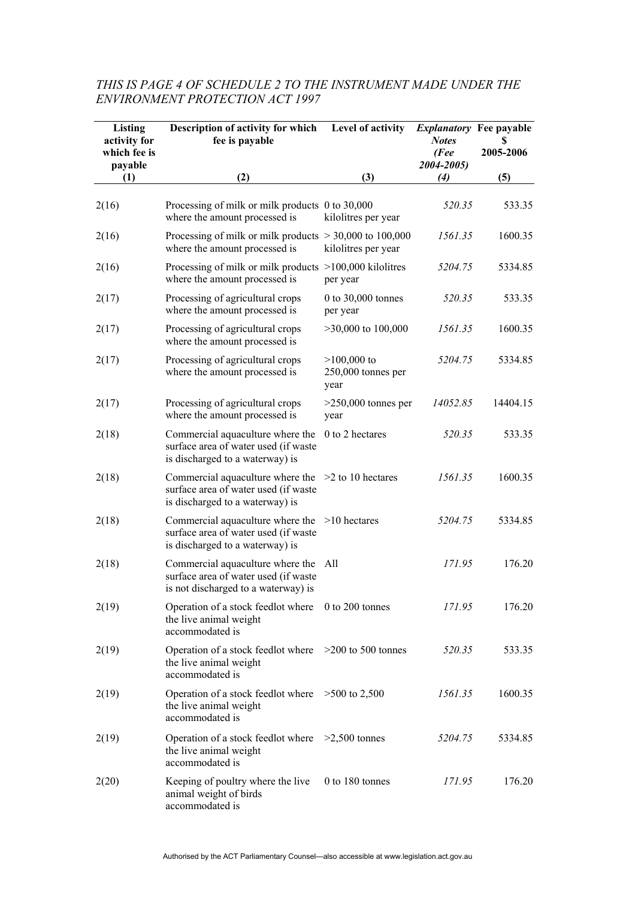*THIS IS PAGE 4 OF SCHEDULE 2 TO THE INSTRUMENT MADE UNDER THE ENVIRONMENT PROTECTION ACT 1997*

| Listing activity for which fee is payable | Description of activity for which fee is payable | Level of activity | *Explanatory Notes (Fee 2004-2005)* | Fee payable $ 2005-2006 |
|---|---|---|---|---|
| (1) | (2) | (3) | *(4)* | (5) |
| 2(16) | Processing of milk or milk products where the amount processed is | 0 to 30,000 kilolitres per year | *520.35* | 533.35 |
| 2(16) | Processing of milk or milk products where the amount processed is | > 30,000 to 100,000 kilolitres per year | *1561.35* | 1600.35 |
| 2(16) | Processing of milk or milk products where the amount processed is | >100,000 kilolitres per year | *5204.75* | 5334.85 |
| 2(17) | Processing of agricultural crops where the amount processed is | 0 to 30,000 tonnes per year | *520.35* | 533.35 |
| 2(17) | Processing of agricultural crops where the amount processed is | >30,000 to 100,000 | *1561.35* | 1600.35 |
| 2(17) | Processing of agricultural crops where the amount processed is | >100,000 to 250,000 tonnes per year | *5204.75* | 5334.85 |
| 2(17) | Processing of agricultural crops where the amount processed is | >250,000 tonnes per year | *14052.85* | 14404.15 |
| 2(18) | Commercial aquaculture where the surface area of water used (if waste is discharged to a waterway) is | 0 to 2 hectares | *520.35* | 533.35 |
| 2(18) | Commercial aquaculture where the surface area of water used (if waste is discharged to a waterway) is | >2 to 10 hectares | *1561.35* | 1600.35 |
| 2(18) | Commercial aquaculture where the surface area of water used (if waste is discharged to a waterway) is | >10 hectares | *5204.75* | 5334.85 |
| 2(18) | Commercial aquaculture where the surface area of water used (if waste is not discharged to a waterway) is | All | *171.95* | 176.20 |
| 2(19) | Operation of a stock feedlot where the live animal weight accommodated is | 0 to 200 tonnes | *171.95* | 176.20 |
| 2(19) | Operation of a stock feedlot where the live animal weight accommodated is | >200 to 500 tonnes | *520.35* | 533.35 |
| 2(19) | Operation of a stock feedlot where the live animal weight accommodated is | >500 to 2,500 | *1561.35* | 1600.35 |
| 2(19) | Operation of a stock feedlot where the live animal weight accommodated is | >2,500 tonnes | *5204.75* | 5334.85 |
| 2(20) | Keeping of poultry where the live animal weight of birds accommodated is | 0 to 180 tonnes | *171.95* | 176.20 |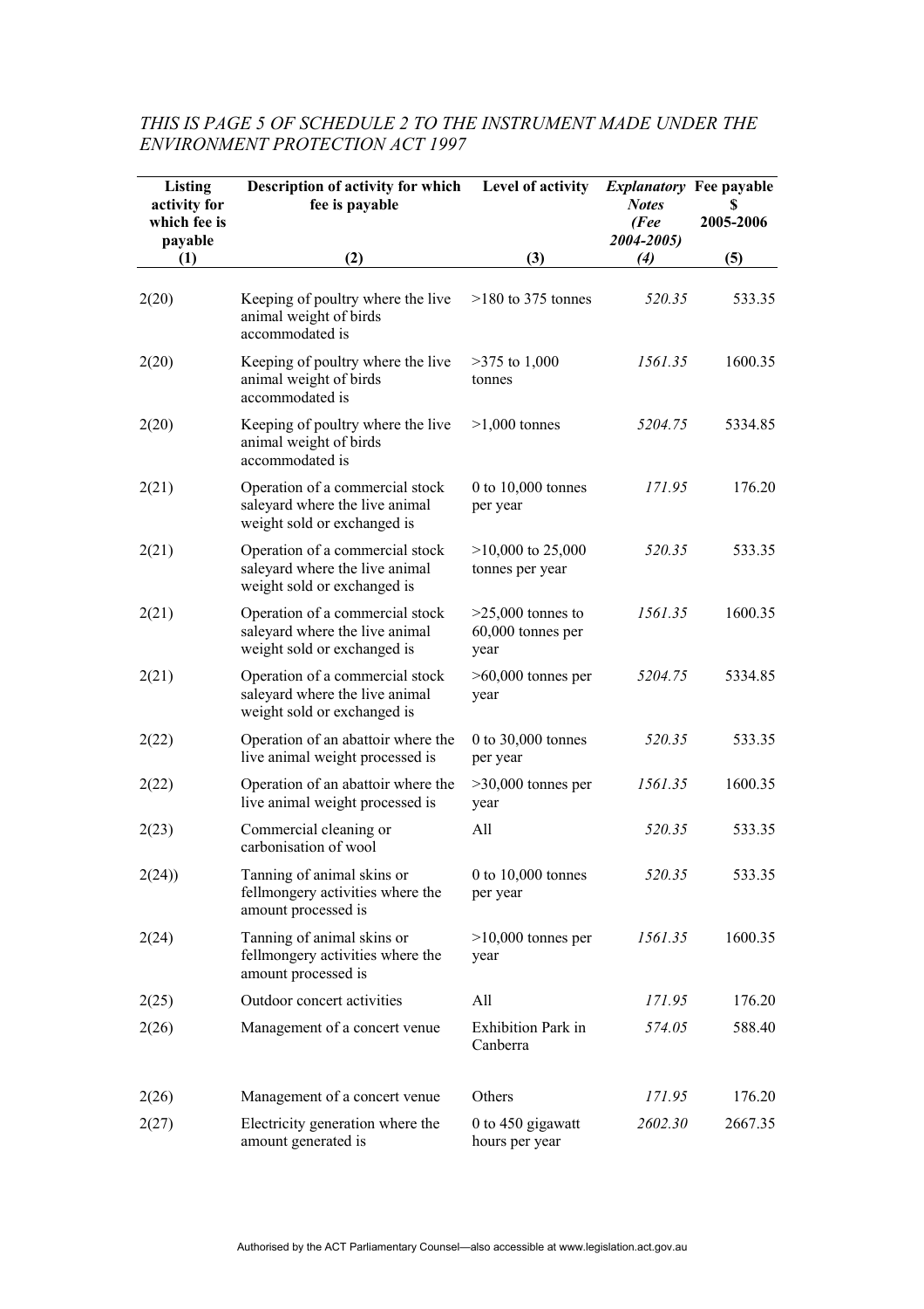*THIS IS PAGE 5 OF SCHEDULE 2 TO THE INSTRUMENT MADE UNDER THE ENVIRONMENT PROTECTION ACT 1997*

| Listing activity for which fee is payable (1) | Description of activity for which fee is payable (2) | Level of activity (3) | *Explanatory Notes (Fee 2004-2005) (4)* | Fee payable $ 2005-2006 (5) |
|---|---|---|---|---|
| 2(20) | Keeping of poultry where the live animal weight of birds accommodated is | >180 to 375 tonnes | *520.35* | 533.35 |
| 2(20) | Keeping of poultry where the live animal weight of birds accommodated is | >375 to 1,000 tonnes | *1561.35* | 1600.35 |
| 2(20) | Keeping of poultry where the live animal weight of birds accommodated is | >1,000 tonnes | *5204.75* | 5334.85 |
| 2(21) | Operation of a commercial stock saleyard where the live animal weight sold or exchanged is | 0 to 10,000 tonnes per year | *171.95* | 176.20 |
| 2(21) | Operation of a commercial stock saleyard where the live animal weight sold or exchanged is | >10,000 to 25,000 tonnes per year | *520.35* | 533.35 |
| 2(21) | Operation of a commercial stock saleyard where the live animal weight sold or exchanged is | >25,000 tonnes to 60,000 tonnes per year | *1561.35* | 1600.35 |
| 2(21) | Operation of a commercial stock saleyard where the live animal weight sold or exchanged is | >60,000 tonnes per year | *5204.75* | 5334.85 |
| 2(22) | Operation of an abattoir where the live animal weight processed is | 0 to 30,000 tonnes per year | *520.35* | 533.35 |
| 2(22) | Operation of an abattoir where the live animal weight processed is | >30,000 tonnes per year | *1561.35* | 1600.35 |
| 2(23) | Commercial cleaning or carbonisation of wool | All | *520.35* | 533.35 |
| 2(24)) | Tanning of animal skins or fellmongery activities where the amount processed is | 0 to 10,000 tonnes per year | *520.35* | 533.35 |
| 2(24) | Tanning of animal skins or fellmongery activities where the amount processed is | >10,000 tonnes per year | *1561.35* | 1600.35 |
| 2(25) | Outdoor concert activities | All | *171.95* | 176.20 |
| 2(26) | Management of a concert venue | Exhibition Park in Canberra | *574.05* | 588.40 |
| 2(26) | Management of a concert venue | Others | *171.95* | 176.20 |
| 2(27) | Electricity generation where the amount generated is | 0 to 450 gigawatt hours per year | *2602.30* | 2667.35 |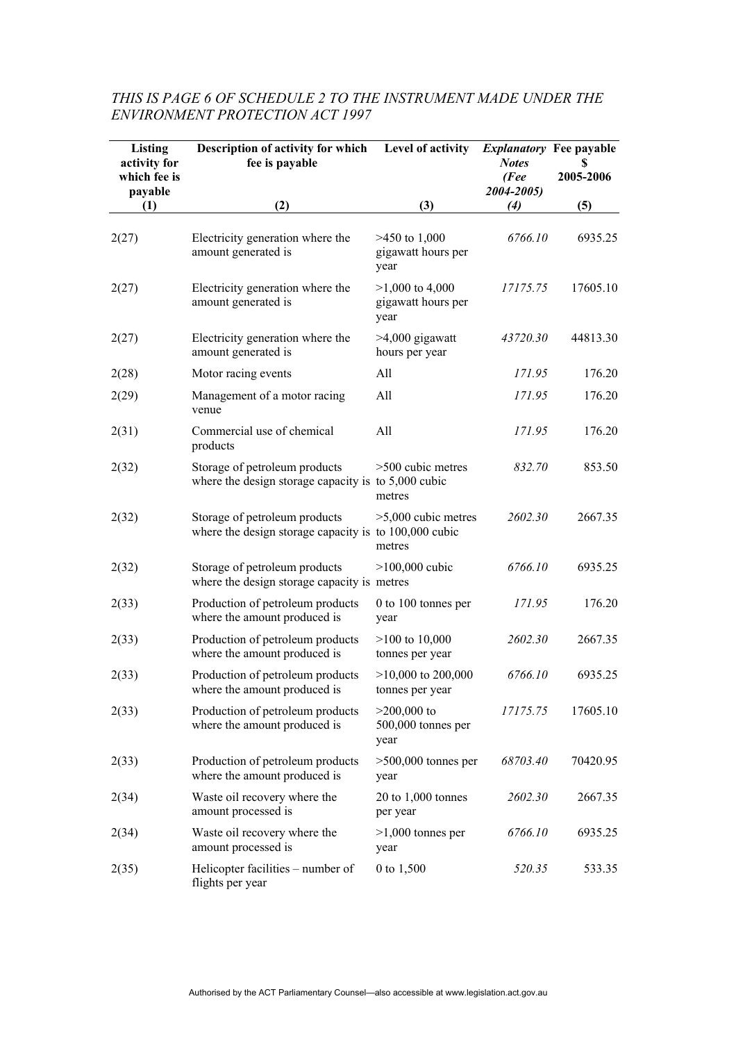*THIS IS PAGE 6 OF SCHEDULE 2 TO THE INSTRUMENT MADE UNDER THE ENVIRONMENT PROTECTION ACT 1997*

| Listing activity for which fee is payable | Description of activity for which fee is payable | Level of activity | *Explanatory Notes (Fee 2004-2005)* | Fee payable $ 2005-2006 |
|---|---|---|---|---|
| (1) | (2) | (3) | *(4)* | (5) |
| 2(27) | Electricity generation where the amount generated is | >450 to 1,000 gigawatt hours per year | *6766.10* | 6935.25 |
| 2(27) | Electricity generation where the amount generated is | >1,000 to 4,000 gigawatt hours per year | *17175.75* | 17605.10 |
| 2(27) | Electricity generation where the amount generated is | >4,000 gigawatt hours per year | *43720.30* | 44813.30 |
| 2(28) | Motor racing events | All | *171.95* | 176.20 |
| 2(29) | Management of a motor racing venue | All | *171.95* | 176.20 |
| 2(31) | Commercial use of chemical products | All | *171.95* | 176.20 |
| 2(32) | Storage of petroleum products where the design storage capacity is | >500 cubic metres to 5,000 cubic metres | *832.70* | 853.50 |
| 2(32) | Storage of petroleum products where the design storage capacity is | >5,000 cubic metres to 100,000 cubic metres | *2602.30* | 2667.35 |
| 2(32) | Storage of petroleum products where the design storage capacity is | >100,000 cubic metres | *6766.10* | 6935.25 |
| 2(33) | Production of petroleum products where the amount produced is | 0 to 100 tonnes per year | *171.95* | 176.20 |
| 2(33) | Production of petroleum products where the amount produced is | >100 to 10,000 tonnes per year | *2602.30* | 2667.35 |
| 2(33) | Production of petroleum products where the amount produced is | >10,000 to 200,000 tonnes per year | *6766.10* | 6935.25 |
| 2(33) | Production of petroleum products where the amount produced is | >200,000 to 500,000 tonnes per year | *17175.75* | 17605.10 |
| 2(33) | Production of petroleum products where the amount produced is | >500,000 tonnes per year | *68703.40* | 70420.95 |
| 2(34) | Waste oil recovery where the amount processed is | 20 to 1,000 tonnes per year | *2602.30* | 2667.35 |
| 2(34) | Waste oil recovery where the amount processed is | >1,000 tonnes per year | *6766.10* | 6935.25 |
| 2(35) | Helicopter facilities – number of flights per year | 0 to 1,500 | *520.35* | 533.35 |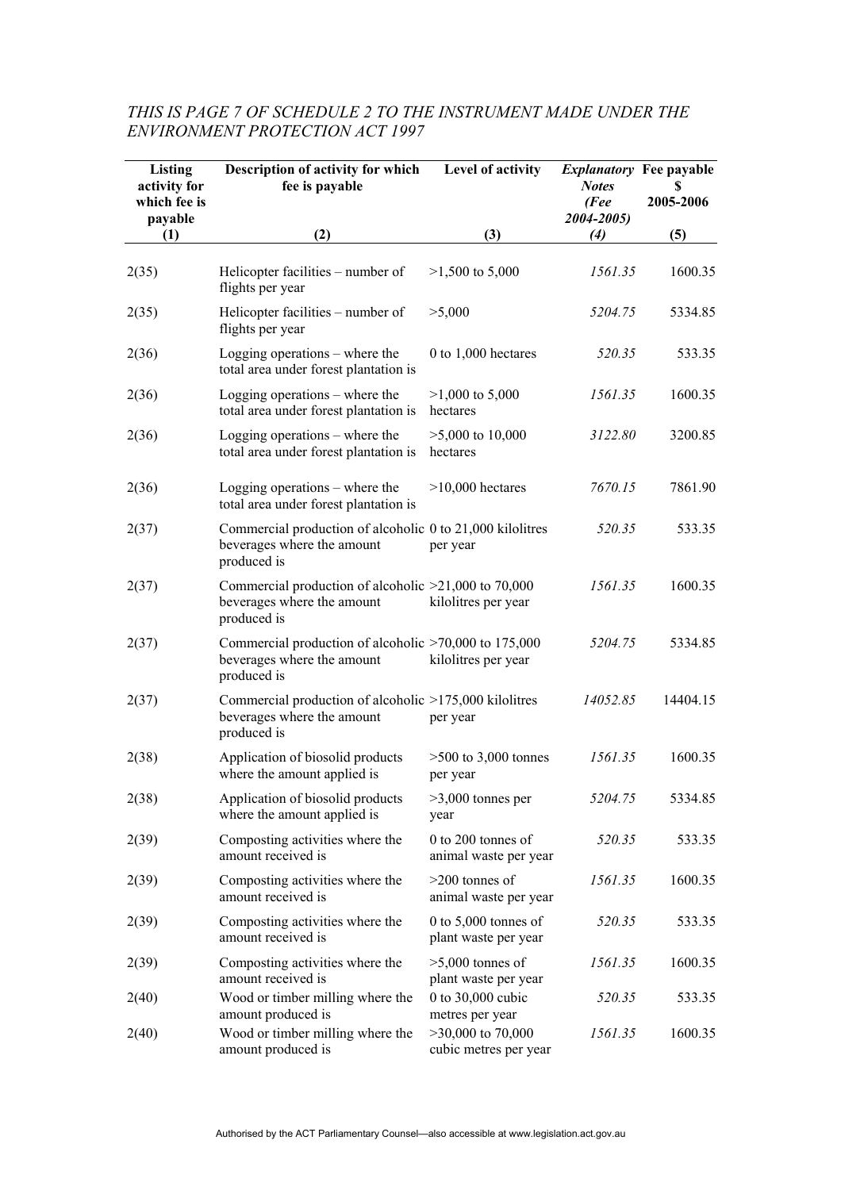*THIS IS PAGE 7 OF SCHEDULE 2 TO THE INSTRUMENT MADE UNDER THE ENVIRONMENT PROTECTION ACT 1997*

| Listing activity for which fee is payable (1) | Description of activity for which fee is payable (2) | Level of activity (3) | *Explanatory Notes (Fee 2004-2005)* (4) | Fee payable $ 2005-2006 (5) |
|---|---|---|---|---|
| 2(35) | Helicopter facilities – number of flights per year | >1,500 to 5,000 | *1561.35* | 1600.35 |
| 2(35) | Helicopter facilities – number of flights per year | >5,000 | *5204.75* | 5334.85 |
| 2(36) | Logging operations – where the total area under forest plantation is | 0 to 1,000 hectares | *520.35* | 533.35 |
| 2(36) | Logging operations – where the total area under forest plantation is | >1,000 to 5,000 hectares | *1561.35* | 1600.35 |
| 2(36) | Logging operations – where the total area under forest plantation is | >5,000 to 10,000 hectares | *3122.80* | 3200.85 |
| 2(36) | Logging operations – where the total area under forest plantation is | >10,000 hectares | *7670.15* | 7861.90 |
| 2(37) | Commercial production of alcoholic beverages where the amount produced is | 0 to 21,000 kilolitres per year | *520.35* | 533.35 |
| 2(37) | Commercial production of alcoholic beverages where the amount produced is | >21,000 to 70,000 kilolitres per year | *1561.35* | 1600.35 |
| 2(37) | Commercial production of alcoholic beverages where the amount produced is | >70,000 to 175,000 kilolitres per year | *5204.75* | 5334.85 |
| 2(37) | Commercial production of alcoholic beverages where the amount produced is | >175,000 kilolitres per year | *14052.85* | 14404.15 |
| 2(38) | Application of biosolid products where the amount applied is | >500 to 3,000 tonnes per year | *1561.35* | 1600.35 |
| 2(38) | Application of biosolid products where the amount applied is | >3,000 tonnes per year | *5204.75* | 5334.85 |
| 2(39) | Composting activities where the amount received is | 0 to 200 tonnes of animal waste per year | *520.35* | 533.35 |
| 2(39) | Composting activities where the amount received is | >200 tonnes of animal waste per year | *1561.35* | 1600.35 |
| 2(39) | Composting activities where the amount received is | 0 to 5,000 tonnes of plant waste per year | *520.35* | 533.35 |
| 2(39) | Composting activities where the amount received is | >5,000 tonnes of plant waste per year | *1561.35* | 1600.35 |
| 2(40) | Wood or timber milling where the amount produced is | 0 to 30,000 cubic metres per year | *520.35* | 533.35 |
| 2(40) | Wood or timber milling where the amount produced is | >30,000 to 70,000 cubic metres per year | *1561.35* | 1600.35 |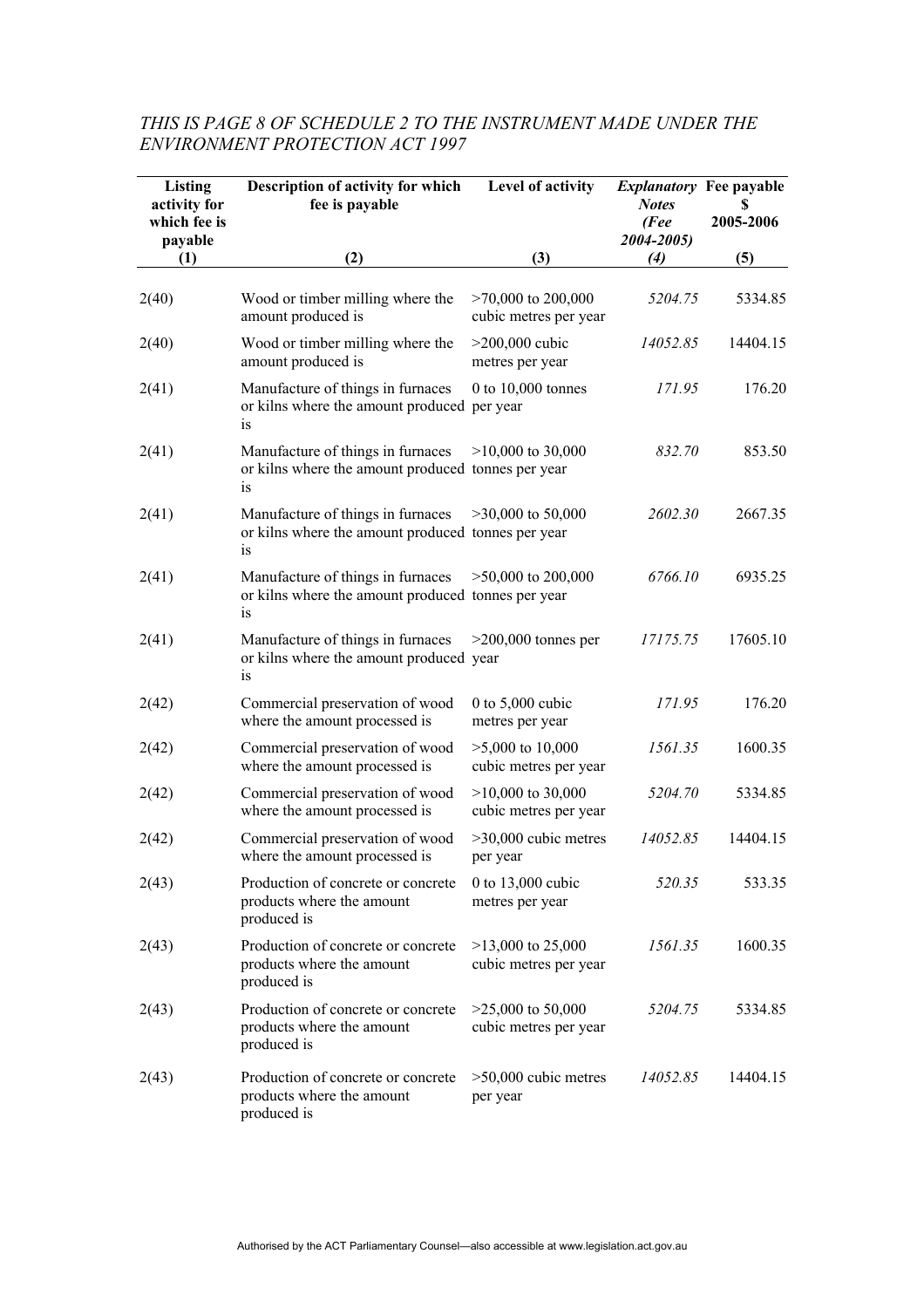*THIS IS PAGE 8 OF SCHEDULE 2 TO THE INSTRUMENT MADE UNDER THE ENVIRONMENT PROTECTION ACT 1997*

| Listing activity for which fee is payable | Description of activity for which fee is payable | Level of activity | *Explanatory Notes (Fee 2004-2005)* | Fee payable $ 2005-2006 |
|---|---|---|---|---|
| (1) | (2) | (3) | *(4)* | (5) |
| 2(40) | Wood or timber milling where the amount produced is | >70,000 to 200,000 cubic metres per year | *5204.75* | 5334.85 |
| 2(40) | Wood or timber milling where the amount produced is | >200,000 cubic metres per year | *14052.85* | 14404.15 |
| 2(41) | Manufacture of things in furnaces or kilns where the amount produced is | 0 to 10,000 tonnes per year | *171.95* | 176.20 |
| 2(41) | Manufacture of things in furnaces or kilns where the amount produced is | >10,000 to 30,000 tonnes per year | *832.70* | 853.50 |
| 2(41) | Manufacture of things in furnaces or kilns where the amount produced is | >30,000 to 50,000 tonnes per year | *2602.30* | 2667.35 |
| 2(41) | Manufacture of things in furnaces or kilns where the amount produced is | >50,000 to 200,000 tonnes per year | *6766.10* | 6935.25 |
| 2(41) | Manufacture of things in furnaces or kilns where the amount produced is | >200,000 tonnes per year | *17175.75* | 17605.10 |
| 2(42) | Commercial preservation of wood where the amount processed is | 0 to 5,000 cubic metres per year | *171.95* | 176.20 |
| 2(42) | Commercial preservation of wood where the amount processed is | >5,000 to 10,000 cubic metres per year | *1561.35* | 1600.35 |
| 2(42) | Commercial preservation of wood where the amount processed is | >10,000 to 30,000 cubic metres per year | *5204.70* | 5334.85 |
| 2(42) | Commercial preservation of wood where the amount processed is | >30,000 cubic metres per year | *14052.85* | 14404.15 |
| 2(43) | Production of concrete or concrete products where the amount produced is | 0 to 13,000 cubic metres per year | *520.35* | 533.35 |
| 2(43) | Production of concrete or concrete products where the amount produced is | >13,000 to 25,000 cubic metres per year | *1561.35* | 1600.35 |
| 2(43) | Production of concrete or concrete products where the amount produced is | >25,000 to 50,000 cubic metres per year | *5204.75* | 5334.85 |
| 2(43) | Production of concrete or concrete products where the amount produced is | >50,000 cubic metres per year | *14052.85* | 14404.15 |

Authorised by the ACT Parliamentary Counsel—also accessible at www.legislation.act.gov.au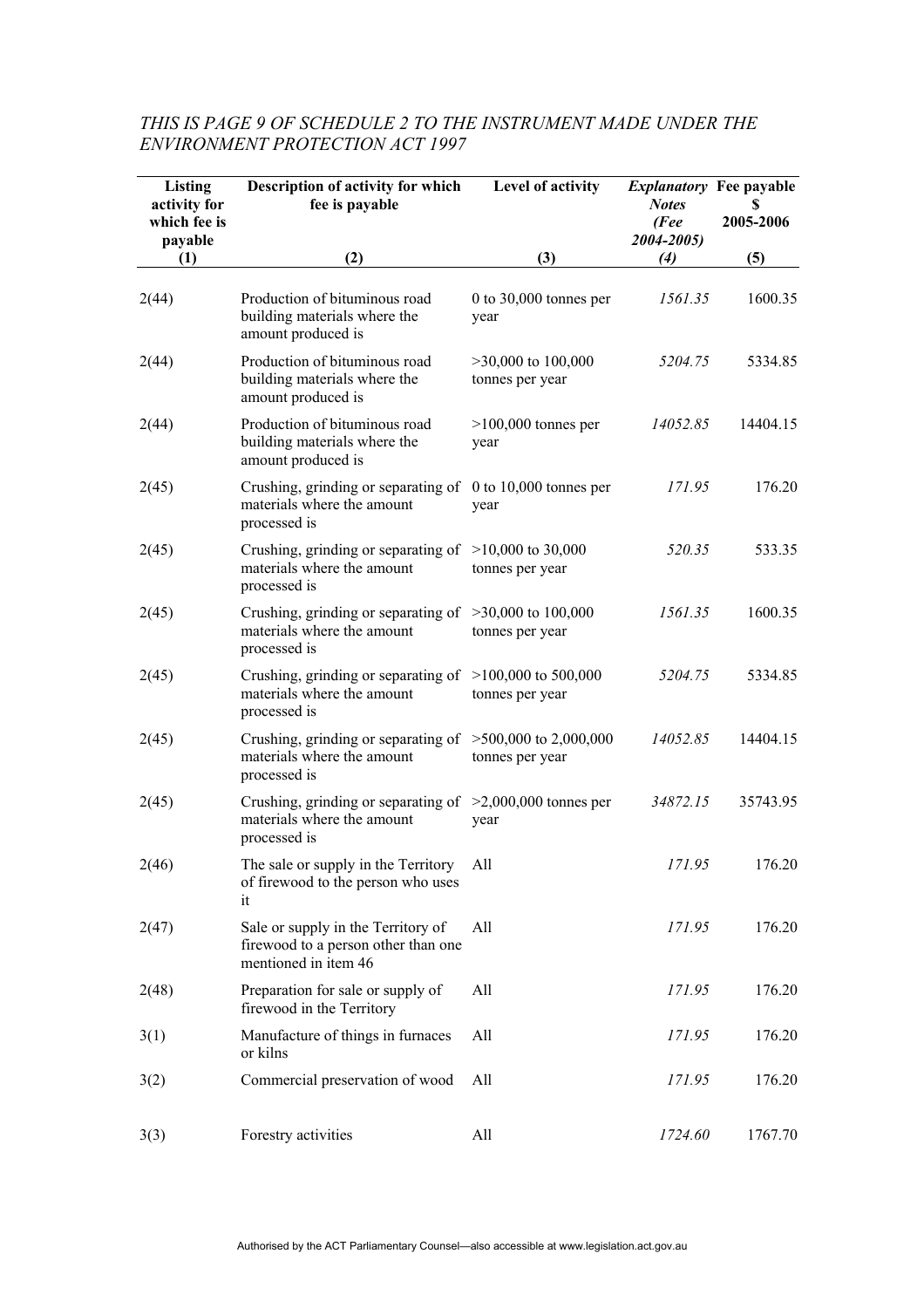*THIS IS PAGE 9 OF SCHEDULE 2 TO THE INSTRUMENT MADE UNDER THE ENVIRONMENT PROTECTION ACT 1997*

| Listing activity for which fee is payable (1) | Description of activity for which fee is payable (2) | Level of activity (3) | *Explanatory Notes (Fee 2004-2005)* *(4)* | Fee payable $ 2005-2006 (5) |
|---|---|---|---|---|
| 2(44) | Production of bituminous road building materials where the amount produced is | 0 to 30,000 tonnes per year | *1561.35* | 1600.35 |
| 2(44) | Production of bituminous road building materials where the amount produced is | >30,000 to 100,000 tonnes per year | *5204.75* | 5334.85 |
| 2(44) | Production of bituminous road building materials where the amount produced is | >100,000 tonnes per year | *14052.85* | 14404.15 |
| 2(45) | Crushing, grinding or separating of materials where the amount processed is | 0 to 10,000 tonnes per year | *171.95* | 176.20 |
| 2(45) | Crushing, grinding or separating of materials where the amount processed is | >10,000 to 30,000 tonnes per year | *520.35* | 533.35 |
| 2(45) | Crushing, grinding or separating of materials where the amount processed is | >30,000 to 100,000 tonnes per year | *1561.35* | 1600.35 |
| 2(45) | Crushing, grinding or separating of materials where the amount processed is | >100,000 to 500,000 tonnes per year | *5204.75* | 5334.85 |
| 2(45) | Crushing, grinding or separating of materials where the amount processed is | >500,000 to 2,000,000 tonnes per year | *14052.85* | 14404.15 |
| 2(45) | Crushing, grinding or separating of materials where the amount processed is | >2,000,000 tonnes per year | *34872.15* | 35743.95 |
| 2(46) | The sale or supply in the Territory of firewood to the person who uses it | All | *171.95* | 176.20 |
| 2(47) | Sale or supply in the Territory of firewood to a person other than one mentioned in item 46 | All | *171.95* | 176.20 |
| 2(48) | Preparation for sale or supply of firewood in the Territory | All | *171.95* | 176.20 |
| 3(1) | Manufacture of things in furnaces or kilns | All | *171.95* | 176.20 |
| 3(2) | Commercial preservation of wood | All | *171.95* | 176.20 |
| 3(3) | Forestry activities | All | *1724.60* | 1767.70 |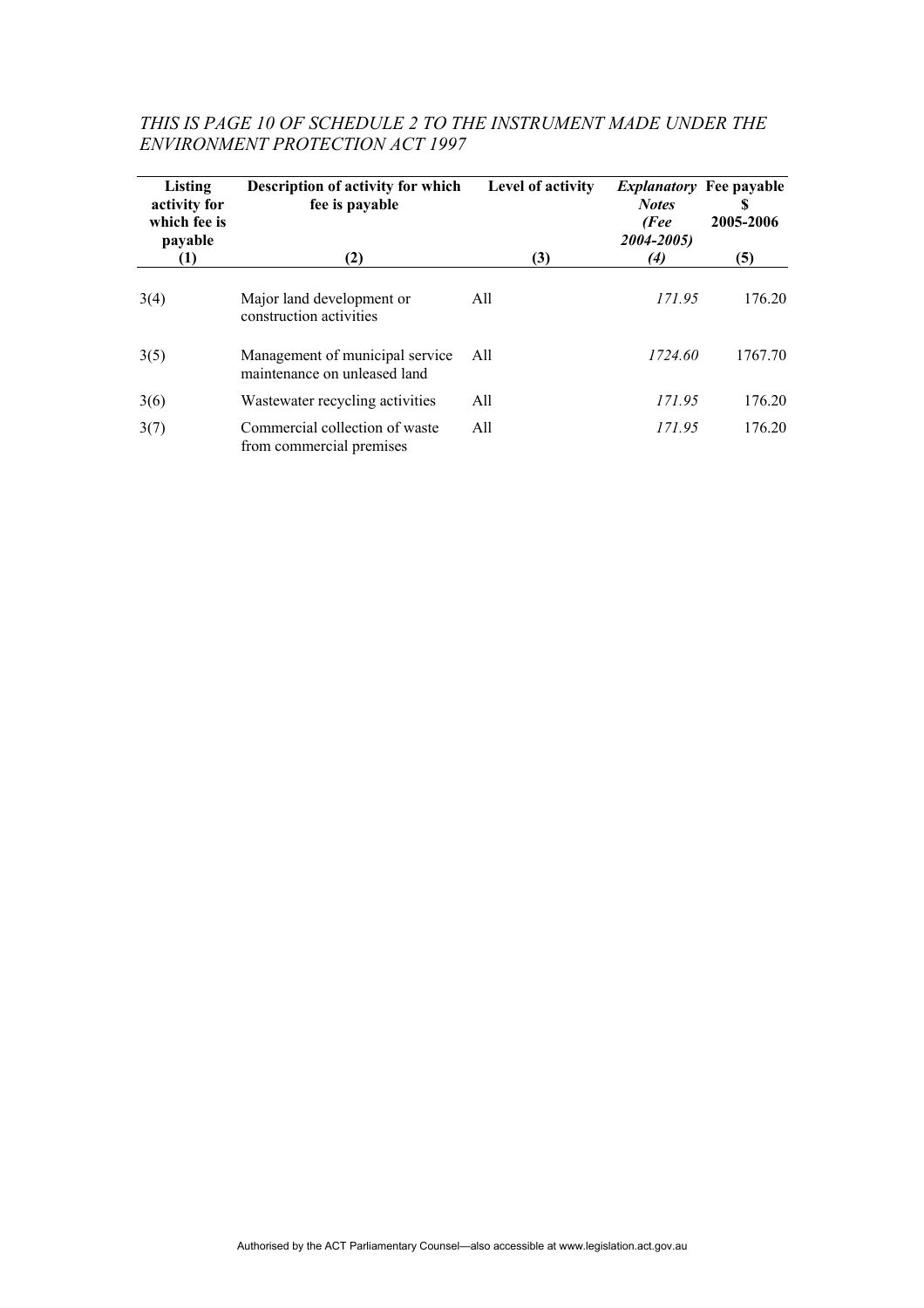*THIS IS PAGE 10 OF SCHEDULE 2 TO THE INSTRUMENT MADE UNDER THE ENVIRONMENT PROTECTION ACT 1997*

| Listing activity for which fee is payable<br>(1) | Description of activity for which fee is payable<br>(2) | Level of activity<br>(3) | *Explanatory Notes (Fee 2004-2005)*<br>*(4)* | Fee payable $ 2005-2006<br>(5) |
|---|---|---|---|---|
| 3(4) | Major land development or construction activities | All | *171.95* | 176.20 |
| 3(5) | Management of municipal service maintenance on unleased land | All | *1724.60* | 1767.70 |
| 3(6) | Wastewater recycling activities | All | *171.95* | 176.20 |
| 3(7) | Commercial collection of waste from commercial premises | All | *171.95* | 176.20 |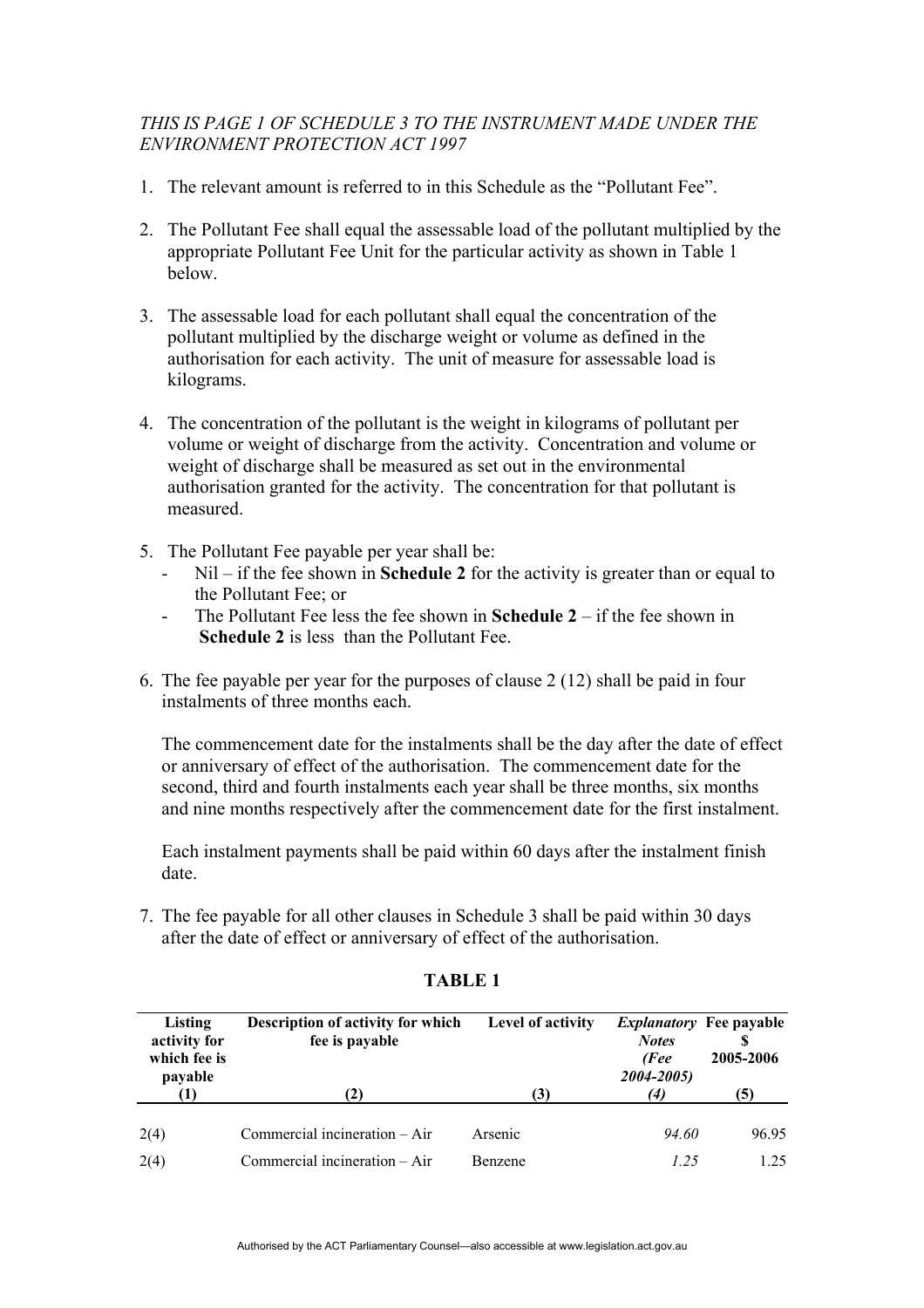*THIS IS PAGE 1 OF SCHEDULE 3 TO THE INSTRUMENT MADE UNDER THE ENVIRONMENT PROTECTION ACT 1997*

1. The relevant amount is referred to in this Schedule as the "Pollutant Fee".

2. The Pollutant Fee shall equal the assessable load of the pollutant multiplied by the appropriate Pollutant Fee Unit for the particular activity as shown in Table 1 below.

3. The assessable load for each pollutant shall equal the concentration of the pollutant multiplied by the discharge weight or volume as defined in the authorisation for each activity. The unit of measure for assessable load is kilograms.

4. The concentration of the pollutant is the weight in kilograms of pollutant per volume or weight of discharge from the activity. Concentration and volume or weight of discharge shall be measured as set out in the environmental authorisation granted for the activity. The concentration for that pollutant is measured.

5. The Pollutant Fee payable per year shall be:
   - Nil – if the fee shown in **Schedule 2** for the activity is greater than or equal to the Pollutant Fee; or
   - The Pollutant Fee less the fee shown in **Schedule 2** – if the fee shown in **Schedule 2** is less than the Pollutant Fee.

6. The fee payable per year for the purposes of clause 2 (12) shall be paid in four instalments of three months each.

   The commencement date for the instalments shall be the day after the date of effect or anniversary of effect of the authorisation. The commencement date for the second, third and fourth instalments each year shall be three months, six months and nine months respectively after the commencement date for the first instalment.

   Each instalment payments shall be paid within 60 days after the instalment finish date.

7. The fee payable for all other clauses in Schedule 3 shall be paid within 30 days after the date of effect or anniversary of effect of the authorisation.

**TABLE 1**

| Listing activity for which fee is payable (1) | Description of activity for which fee is payable (2) | Level of activity (3) | *Explanatory Notes (Fee 2004-2005) (4)* | Fee payable $ 2005-2006 (5) |
|---|---|---|---|---|
| 2(4) | Commercial incineration – Air | Arsenic | *94.60* | 96.95 |
| 2(4) | Commercial incineration – Air | Benzene | *1.25* | 1.25 |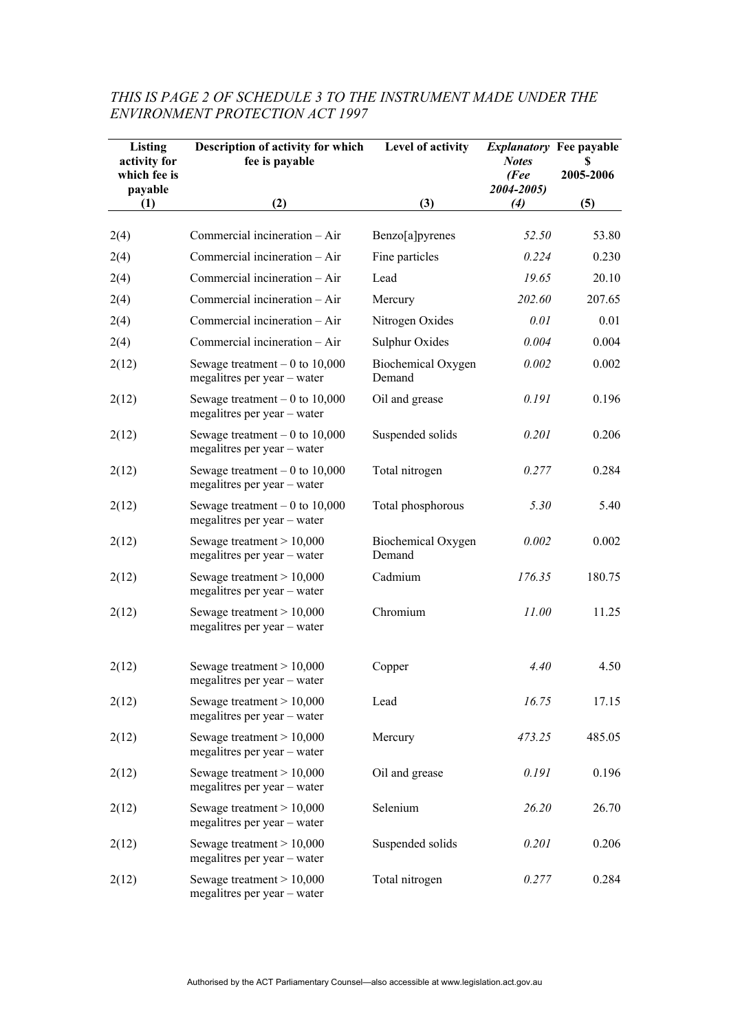*THIS IS PAGE 2 OF SCHEDULE 3 TO THE INSTRUMENT MADE UNDER THE ENVIRONMENT PROTECTION ACT 1997*

| Listing activity for which fee is payable | Description of activity for which fee is payable | Level of activity | *Explanatory Notes (Fee 2004-2005)* | Fee payable $ 2005-2006 |
|---|---|---|---|---|
| (1) | (2) | (3) | *(4)* | (5) |
| 2(4) | Commercial incineration – Air | Benzo[a]pyrenes | *52.50* | 53.80 |
| 2(4) | Commercial incineration – Air | Fine particles | *0.224* | 0.230 |
| 2(4) | Commercial incineration – Air | Lead | *19.65* | 20.10 |
| 2(4) | Commercial incineration – Air | Mercury | *202.60* | 207.65 |
| 2(4) | Commercial incineration – Air | Nitrogen Oxides | *0.01* | 0.01 |
| 2(4) | Commercial incineration – Air | Sulphur Oxides | *0.004* | 0.004 |
| 2(12) | Sewage treatment – 0 to 10,000 megalitres per year – water | Biochemical Oxygen Demand | *0.002* | 0.002 |
| 2(12) | Sewage treatment – 0 to 10,000 megalitres per year – water | Oil and grease | *0.191* | 0.196 |
| 2(12) | Sewage treatment – 0 to 10,000 megalitres per year – water | Suspended solids | *0.201* | 0.206 |
| 2(12) | Sewage treatment – 0 to 10,000 megalitres per year – water | Total nitrogen | *0.277* | 0.284 |
| 2(12) | Sewage treatment – 0 to 10,000 megalitres per year – water | Total phosphorous | *5.30* | 5.40 |
| 2(12) | Sewage treatment > 10,000 megalitres per year – water | Biochemical Oxygen Demand | *0.002* | 0.002 |
| 2(12) | Sewage treatment > 10,000 megalitres per year – water | Cadmium | *176.35* | 180.75 |
| 2(12) | Sewage treatment > 10,000 megalitres per year – water | Chromium | *11.00* | 11.25 |
| 2(12) | Sewage treatment > 10,000 megalitres per year – water | Copper | *4.40* | 4.50 |
| 2(12) | Sewage treatment > 10,000 megalitres per year – water | Lead | *16.75* | 17.15 |
| 2(12) | Sewage treatment > 10,000 megalitres per year – water | Mercury | *473.25* | 485.05 |
| 2(12) | Sewage treatment > 10,000 megalitres per year – water | Oil and grease | *0.191* | 0.196 |
| 2(12) | Sewage treatment > 10,000 megalitres per year – water | Selenium | *26.20* | 26.70 |
| 2(12) | Sewage treatment > 10,000 megalitres per year – water | Suspended solids | *0.201* | 0.206 |
| 2(12) | Sewage treatment > 10,000 megalitres per year – water | Total nitrogen | *0.277* | 0.284 |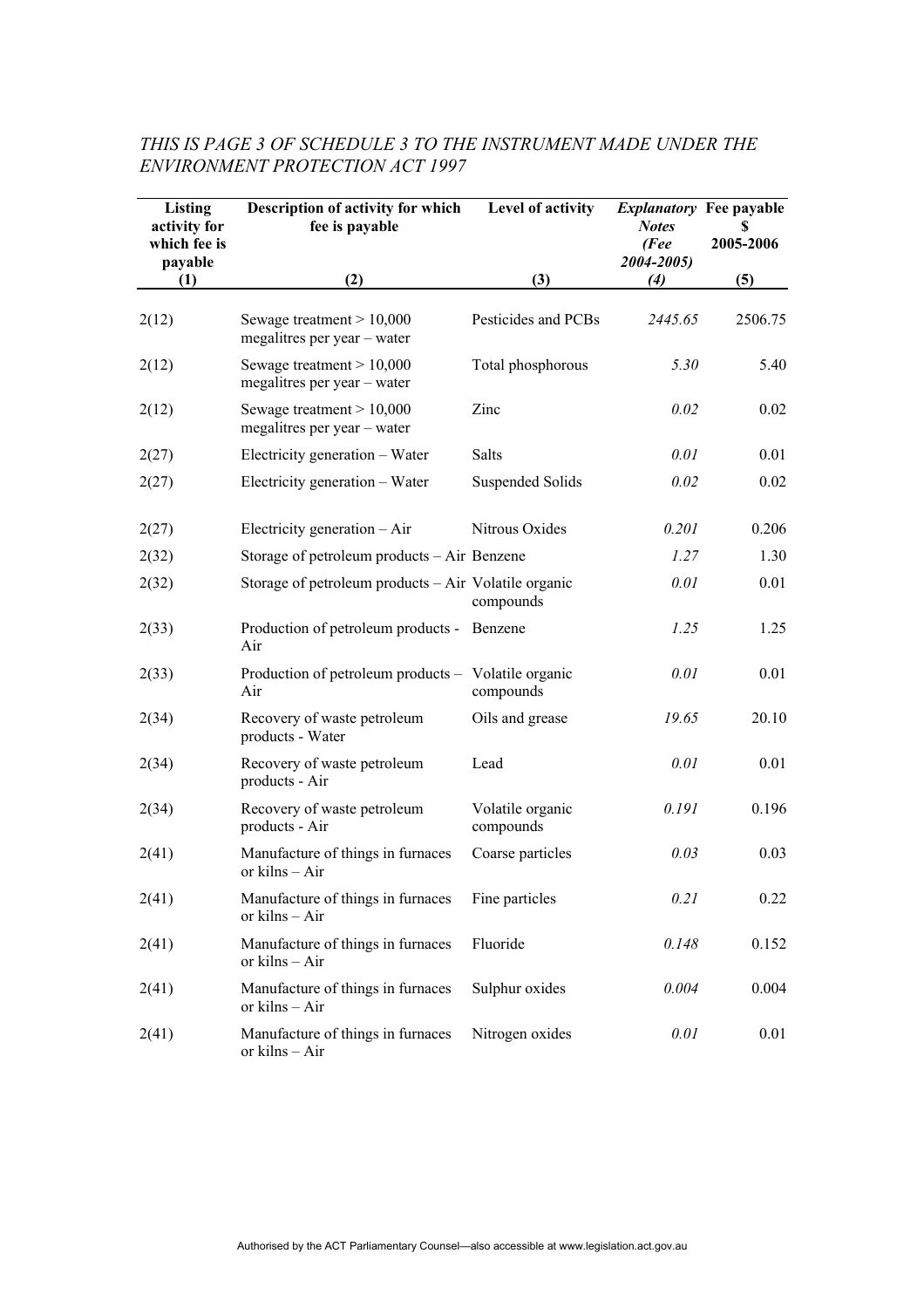*THIS IS PAGE 3 OF SCHEDULE 3 TO THE INSTRUMENT MADE UNDER THE ENVIRONMENT PROTECTION ACT 1997*

| Listing activity for which fee is payable (1) | Description of activity for which fee is payable (2) | Level of activity (3) | *Explanatory Notes (Fee 2004-2005) (4)* | Fee payable $ 2005-2006 (5) |
|---|---|---|---|---|
| 2(12) | Sewage treatment > 10,000 megalitres per year – water | Pesticides and PCBs | *2445.65* | 2506.75 |
| 2(12) | Sewage treatment > 10,000 megalitres per year – water | Total phosphorous | *5.30* | 5.40 |
| 2(12) | Sewage treatment > 10,000 megalitres per year – water | Zinc | *0.02* | 0.02 |
| 2(27) | Electricity generation – Water | Salts | *0.01* | 0.01 |
| 2(27) | Electricity generation – Water | Suspended Solids | *0.02* | 0.02 |
| 2(27) | Electricity generation – Air | Nitrous Oxides | *0.201* | 0.206 |
| 2(32) | Storage of petroleum products – Air | Benzene | *1.27* | 1.30 |
| 2(32) | Storage of petroleum products – Air | Volatile organic compounds | *0.01* | 0.01 |
| 2(33) | Production of petroleum products - Air | Benzene | *1.25* | 1.25 |
| 2(33) | Production of petroleum products – Air | Volatile organic compounds | *0.01* | 0.01 |
| 2(34) | Recovery of waste petroleum products - Water | Oils and grease | *19.65* | 20.10 |
| 2(34) | Recovery of waste petroleum products - Air | Lead | *0.01* | 0.01 |
| 2(34) | Recovery of waste petroleum products - Air | Volatile organic compounds | *0.191* | 0.196 |
| 2(41) | Manufacture of things in furnaces or kilns – Air | Coarse particles | *0.03* | 0.03 |
| 2(41) | Manufacture of things in furnaces or kilns – Air | Fine particles | *0.21* | 0.22 |
| 2(41) | Manufacture of things in furnaces or kilns – Air | Fluoride | *0.148* | 0.152 |
| 2(41) | Manufacture of things in furnaces or kilns – Air | Sulphur oxides | *0.004* | 0.004 |
| 2(41) | Manufacture of things in furnaces or kilns – Air | Nitrogen oxides | *0.01* | 0.01 |